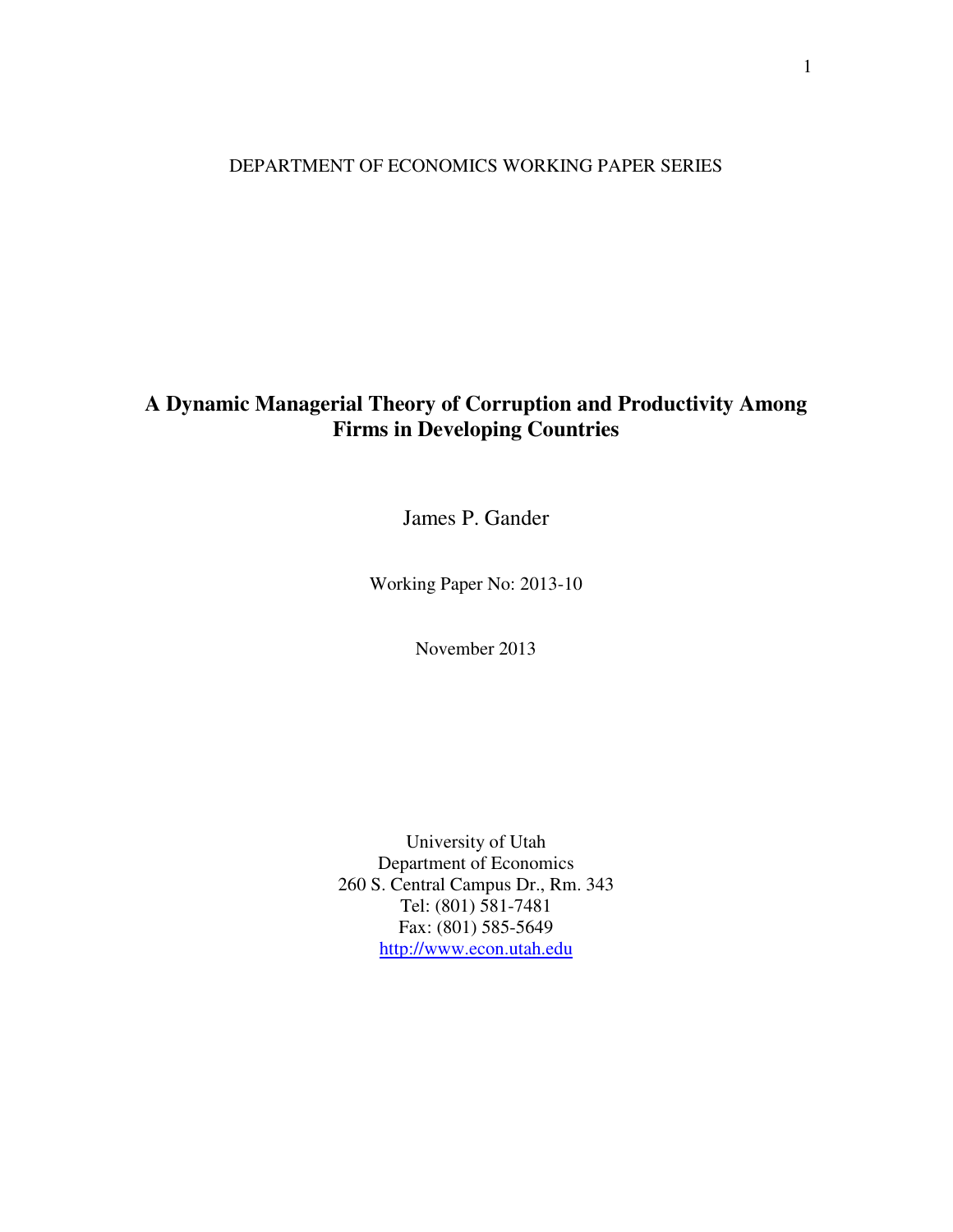DEPARTMENT OF ECONOMICS WORKING PAPER SERIES

# A Dynamic Managerial Theory of Corruption and Productivity Among Firms in Developing Countries

James P. Gander

Working Paper No: 2013-10

November 2013

University of Utah  
Department of Economics  
260 S. Central Campus Dr., Rm. 343  
Tel: (801) 581-7481  
Fax: (801) 585-5649  
http://www.econ.utah.edu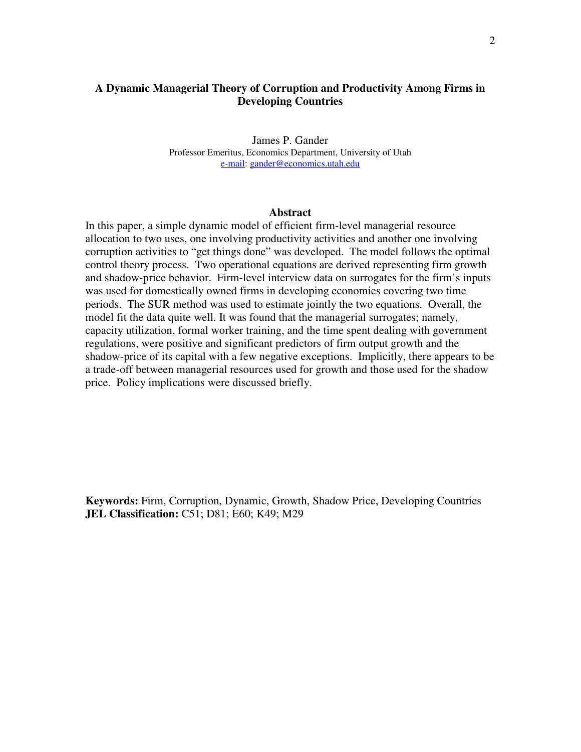# A Dynamic Managerial Theory of Corruption and Productivity Among Firms in Developing Countries

James P. Gander
Professor Emeritus, Economics Department, University of Utah
e-mail: gander@economics.utah.edu

## Abstract

In this paper, a simple dynamic model of efficient firm-level managerial resource allocation to two uses, one involving productivity activities and another one involving corruption activities to "get things done" was developed. The model follows the optimal control theory process. Two operational equations are derived representing firm growth and shadow-price behavior. Firm-level interview data on surrogates for the firm's inputs was used for domestically owned firms in developing economies covering two time periods. The SUR method was used to estimate jointly the two equations. Overall, the model fit the data quite well. It was found that the managerial surrogates; namely, capacity utilization, formal worker training, and the time spent dealing with government regulations, were positive and significant predictors of firm output growth and the shadow-price of its capital with a few negative exceptions. Implicitly, there appears to be a trade-off between managerial resources used for growth and those used for the shadow price. Policy implications were discussed briefly.

**Keywords:** Firm, Corruption, Dynamic, Growth, Shadow Price, Developing Countries
**JEL Classification:** C51; D81; E60; K49; M29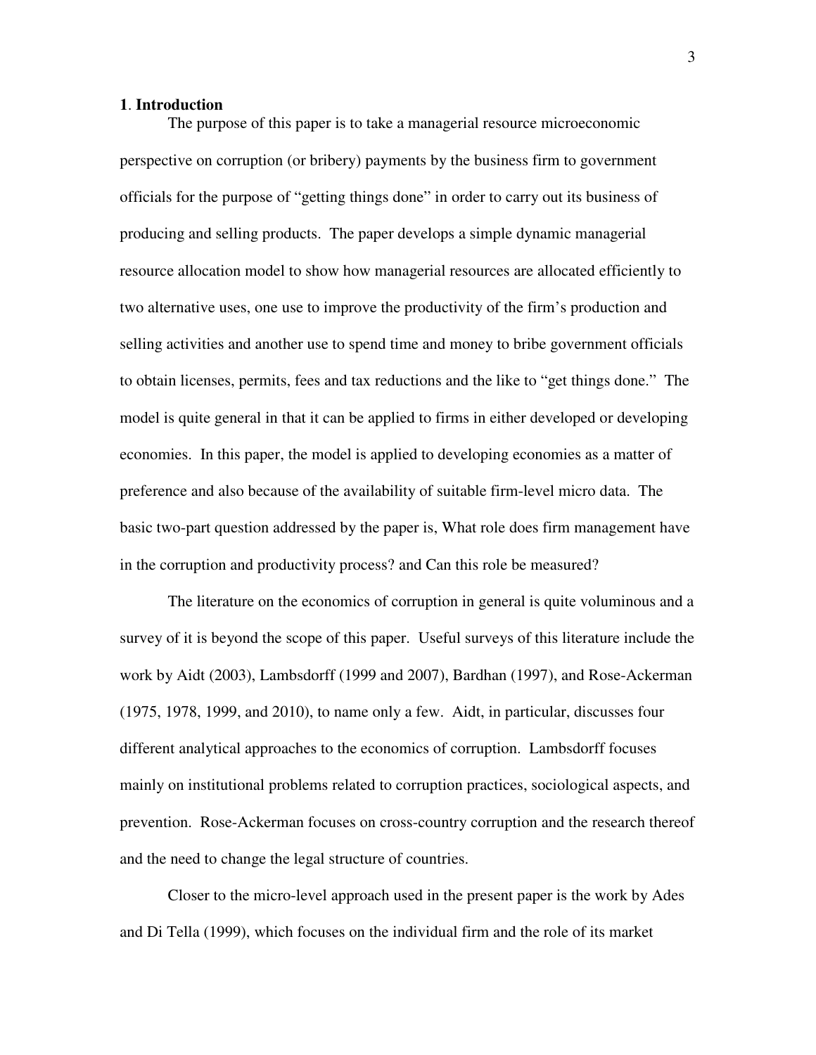## 1. Introduction

The purpose of this paper is to take a managerial resource microeconomic perspective on corruption (or bribery) payments by the business firm to government officials for the purpose of "getting things done" in order to carry out its business of producing and selling products. The paper develops a simple dynamic managerial resource allocation model to show how managerial resources are allocated efficiently to two alternative uses, one use to improve the productivity of the firm's production and selling activities and another use to spend time and money to bribe government officials to obtain licenses, permits, fees and tax reductions and the like to "get things done." The model is quite general in that it can be applied to firms in either developed or developing economies. In this paper, the model is applied to developing economies as a matter of preference and also because of the availability of suitable firm-level micro data. The basic two-part question addressed by the paper is, What role does firm management have in the corruption and productivity process? and Can this role be measured?

The literature on the economics of corruption in general is quite voluminous and a survey of it is beyond the scope of this paper. Useful surveys of this literature include the work by Aidt (2003), Lambsdorff (1999 and 2007), Bardhan (1997), and Rose-Ackerman (1975, 1978, 1999, and 2010), to name only a few. Aidt, in particular, discusses four different analytical approaches to the economics of corruption. Lambsdorff focuses mainly on institutional problems related to corruption practices, sociological aspects, and prevention. Rose-Ackerman focuses on cross-country corruption and the research thereof and the need to change the legal structure of countries.

Closer to the micro-level approach used in the present paper is the work by Ades and Di Tella (1999), which focuses on the individual firm and the role of its market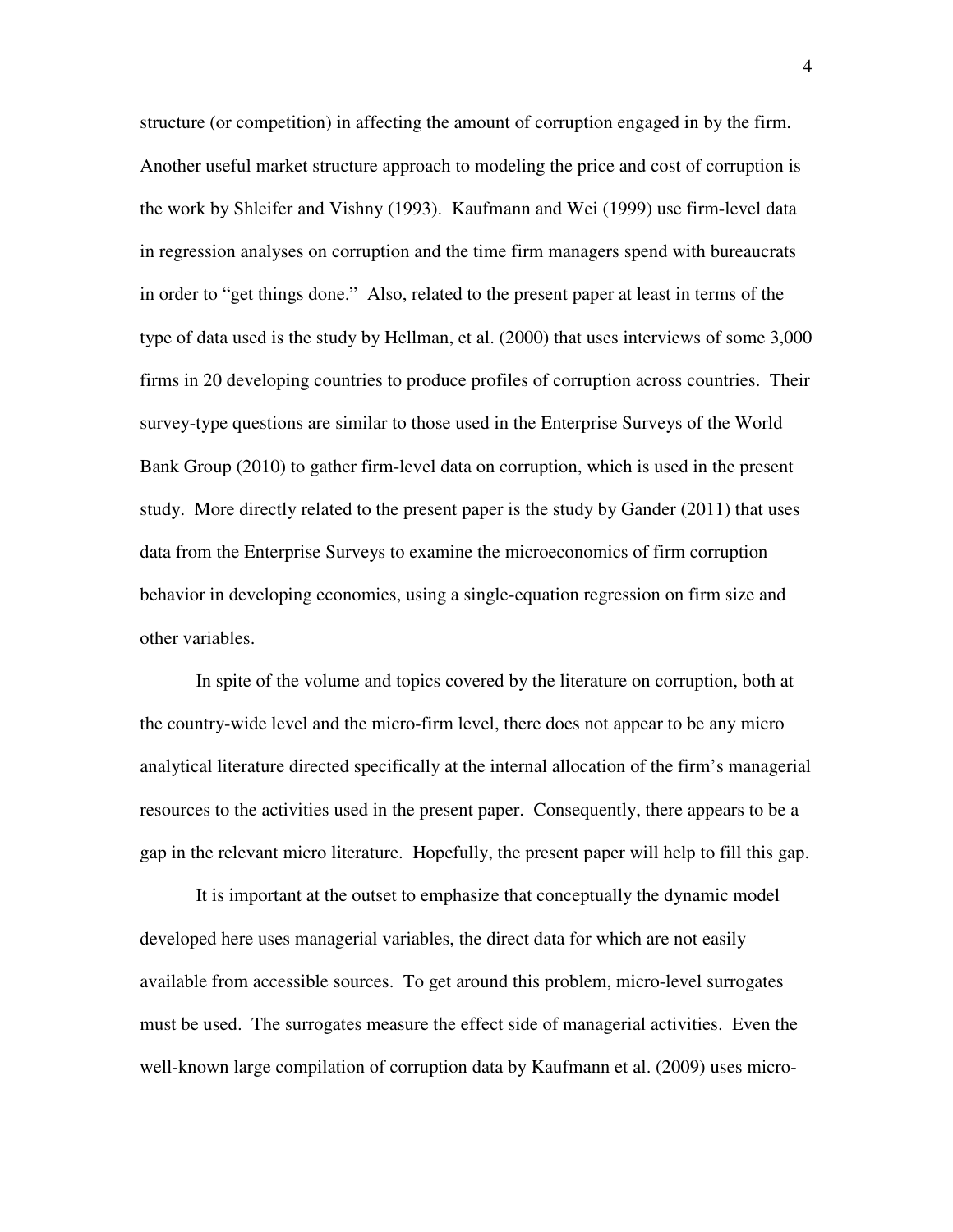structure (or competition) in affecting the amount of corruption engaged in by the firm. Another useful market structure approach to modeling the price and cost of corruption is the work by Shleifer and Vishny (1993). Kaufmann and Wei (1999) use firm-level data in regression analyses on corruption and the time firm managers spend with bureaucrats in order to "get things done." Also, related to the present paper at least in terms of the type of data used is the study by Hellman, et al. (2000) that uses interviews of some 3,000 firms in 20 developing countries to produce profiles of corruption across countries. Their survey-type questions are similar to those used in the Enterprise Surveys of the World Bank Group (2010) to gather firm-level data on corruption, which is used in the present study. More directly related to the present paper is the study by Gander (2011) that uses data from the Enterprise Surveys to examine the microeconomics of firm corruption behavior in developing economies, using a single-equation regression on firm size and other variables.

In spite of the volume and topics covered by the literature on corruption, both at the country-wide level and the micro-firm level, there does not appear to be any micro analytical literature directed specifically at the internal allocation of the firm's managerial resources to the activities used in the present paper. Consequently, there appears to be a gap in the relevant micro literature. Hopefully, the present paper will help to fill this gap.

It is important at the outset to emphasize that conceptually the dynamic model developed here uses managerial variables, the direct data for which are not easily available from accessible sources. To get around this problem, micro-level surrogates must be used. The surrogates measure the effect side of managerial activities. Even the well-known large compilation of corruption data by Kaufmann et al. (2009) uses micro-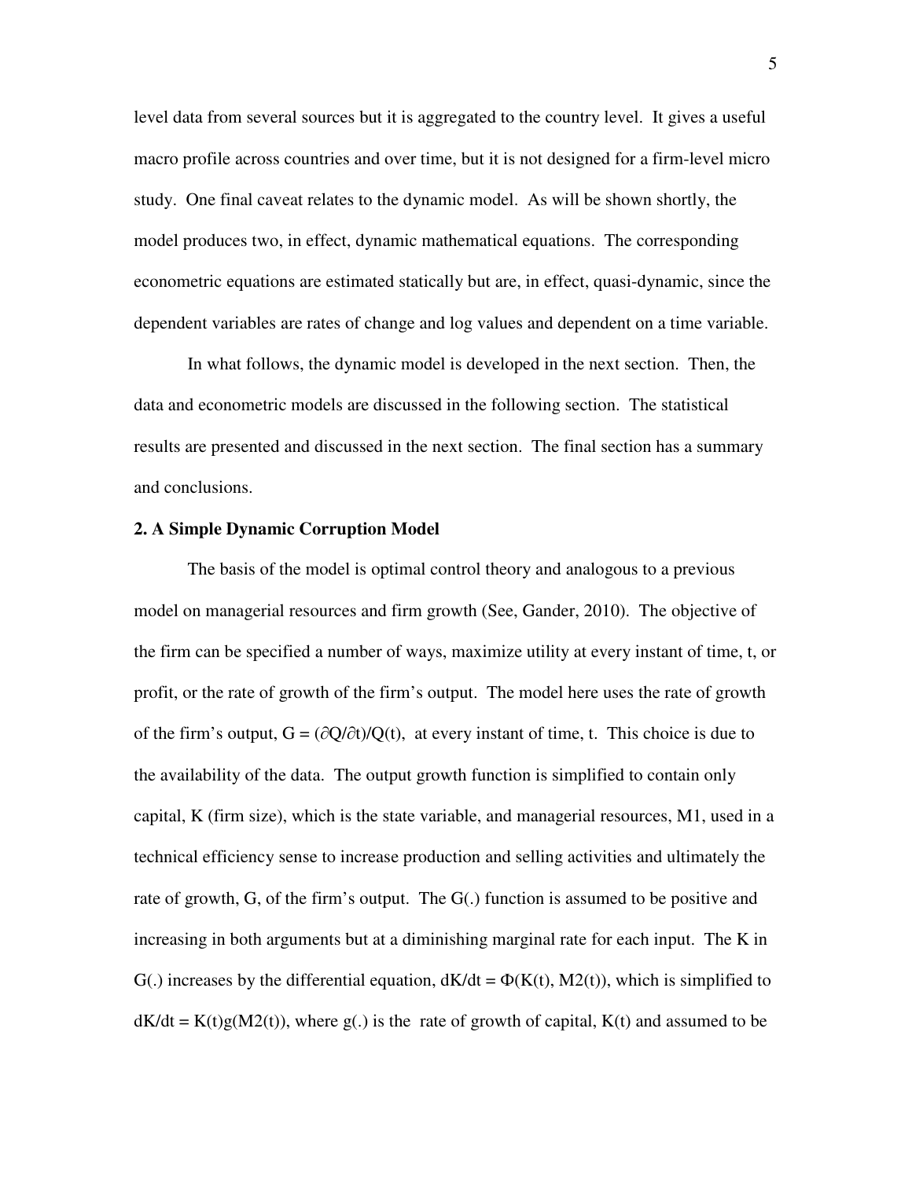level data from several sources but it is aggregated to the country level. It gives a useful macro profile across countries and over time, but it is not designed for a firm-level micro study. One final caveat relates to the dynamic model. As will be shown shortly, the model produces two, in effect, dynamic mathematical equations. The corresponding econometric equations are estimated statically but are, in effect, quasi-dynamic, since the dependent variables are rates of change and log values and dependent on a time variable.

In what follows, the dynamic model is developed in the next section. Then, the data and econometric models are discussed in the following section. The statistical results are presented and discussed in the next section. The final section has a summary and conclusions.

**2. A Simple Dynamic Corruption Model**

The basis of the model is optimal control theory and analogous to a previous model on managerial resources and firm growth (See, Gander, 2010). The objective of the firm can be specified a number of ways, maximize utility at every instant of time, t, or profit, or the rate of growth of the firm's output. The model here uses the rate of growth of the firm's output, $G = (\partial Q/\partial t)/Q(t)$, at every instant of time, t. This choice is due to the availability of the data. The output growth function is simplified to contain only capital, K (firm size), which is the state variable, and managerial resources, M1, used in a technical efficiency sense to increase production and selling activities and ultimately the rate of growth, G, of the firm's output. The G(.) function is assumed to be positive and increasing in both arguments but at a diminishing marginal rate for each input. The K in G(.) increases by the differential equation, $dK/dt = \Phi(K(t), M2(t))$, which is simplified to $dK/dt = K(t)g(M2(t))$, where g(.) is the rate of growth of capital, K(t) and assumed to be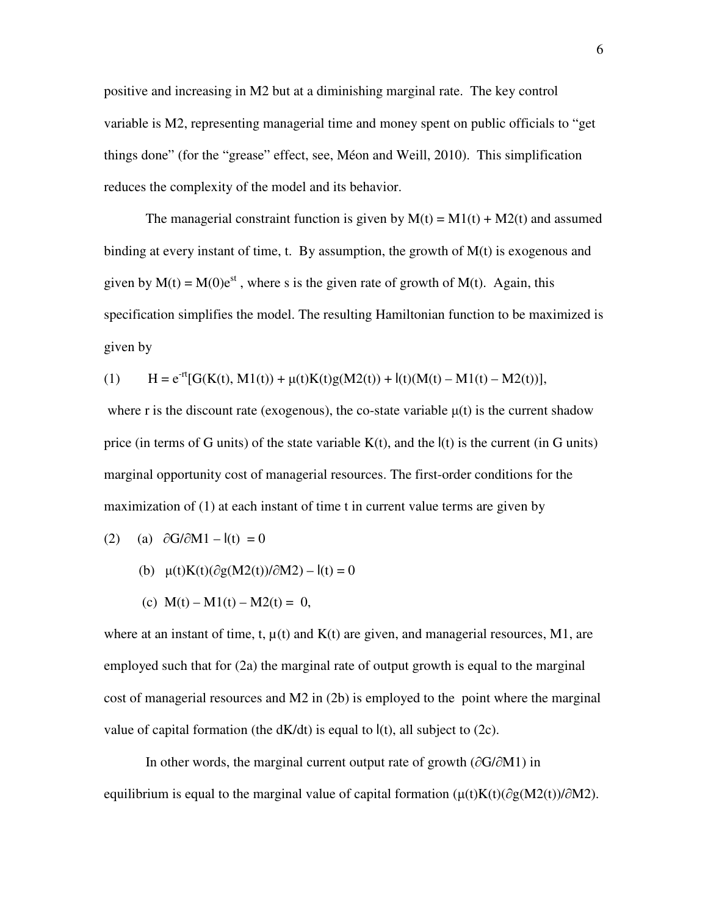positive and increasing in M2 but at a diminishing marginal rate. The key control variable is M2, representing managerial time and money spent on public officials to "get things done" (for the "grease" effect, see, Méon and Weill, 2010). This simplification reduces the complexity of the model and its behavior.

The managerial constraint function is given by $M(t) = M1(t) + M2(t)$ and assumed binding at every instant of time, t. By assumption, the growth of M(t) is exogenous and given by $M(t) = M(0)e^{st}$ , where s is the given rate of growth of M(t). Again, this specification simplifies the model. The resulting Hamiltonian function to be maximized is given by

$$(1) \qquad H = e^{-rt}[G(K(t), M1(t)) + \mu(t)K(t)g(M2(t)) + l(t)(M(t) - M1(t) - M2(t))],$$

where r is the discount rate (exogenous), the co-state variable $\mu(t)$ is the current shadow price (in terms of G units) of the state variable K(t), and the $l(t)$ is the current (in G units) marginal opportunity cost of managerial resources. The first-order conditions for the maximization of (1) at each instant of time t in current value terms are given by

(2) (a) $\partial G/\partial M1 - l(t) = 0$

(b) $\mu(t)K(t)(\partial g(M2(t))/\partial M2) - l(t) = 0$

(c) $M(t) - M1(t) - M2(t) = 0,$

where at an instant of time, t, $\mu(t)$ and K(t) are given, and managerial resources, M1, are employed such that for (2a) the marginal rate of output growth is equal to the marginal cost of managerial resources and M2 in (2b) is employed to the point where the marginal value of capital formation (the dK/dt) is equal to $l(t)$, all subject to (2c).

In other words, the marginal current output rate of growth ($\partial G/\partial M1$) in equilibrium is equal to the marginal value of capital formation ($\mu(t)K(t)(\partial g(M2(t))/\partial M2)$.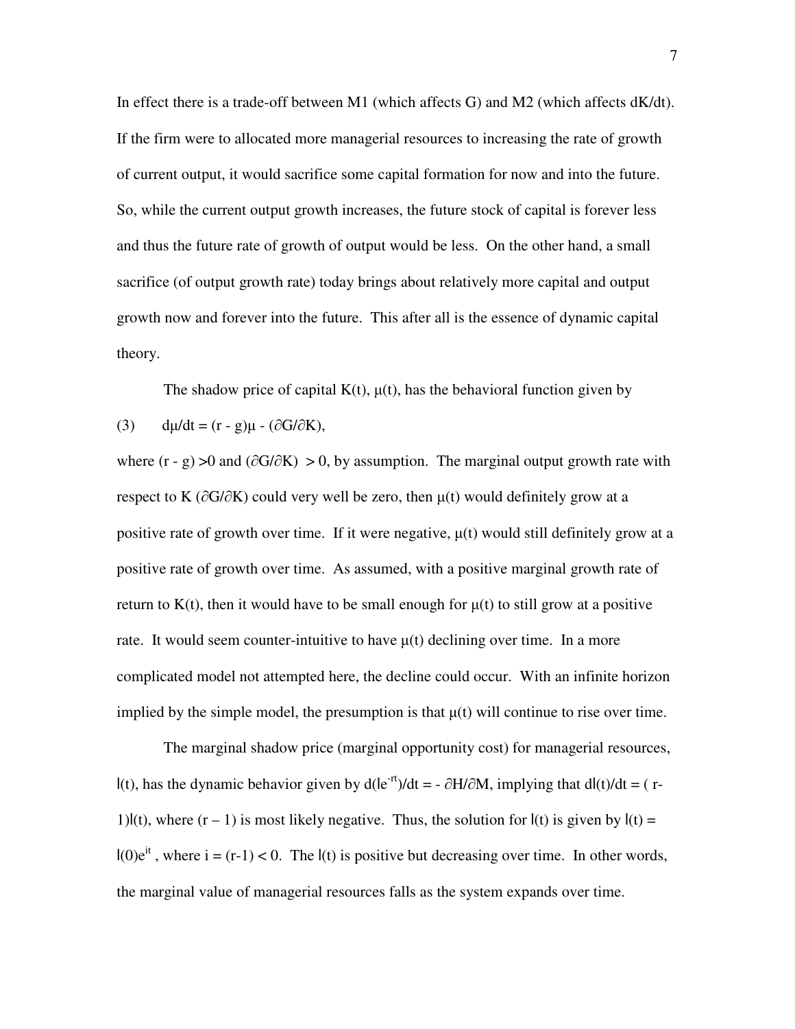In effect there is a trade-off between M1 (which affects G) and M2 (which affects dK/dt). If the firm were to allocated more managerial resources to increasing the rate of growth of current output, it would sacrifice some capital formation for now and into the future. So, while the current output growth increases, the future stock of capital is forever less and thus the future rate of growth of output would be less. On the other hand, a small sacrifice (of output growth rate) today brings about relatively more capital and output growth now and forever into the future. This after all is the essence of dynamic capital theory.

The shadow price of capital K(t), μ(t), has the behavioral function given by

(3) $d\mu/dt = (r - g)\mu - (\partial G/\partial K)$,

where $(r - g) > 0$ and $(\partial G/\partial K) > 0$, by assumption. The marginal output growth rate with respect to K ($\partial G/\partial K$) could very well be zero, then μ(t) would definitely grow at a positive rate of growth over time. If it were negative, μ(t) would still definitely grow at a positive rate of growth over time. As assumed, with a positive marginal growth rate of return to K(t), then it would have to be small enough for μ(t) to still grow at a positive rate. It would seem counter-intuitive to have μ(t) declining over time. In a more complicated model not attempted here, the decline could occur. With an infinite horizon implied by the simple model, the presumption is that μ(t) will continue to rise over time.

The marginal shadow price (marginal opportunity cost) for managerial resources, l(t), has the dynamic behavior given by $d(le^{-rt})/dt = -\partial H/\partial M$, implying that $dl(t)/dt = (r-1)l(t)$, where $(r – 1)$ is most likely negative. Thus, the solution for l(t) is given by $l(t) = l(0)e^{it}$, where $i = (r-1) < 0$. The l(t) is positive but decreasing over time. In other words, the marginal value of managerial resources falls as the system expands over time.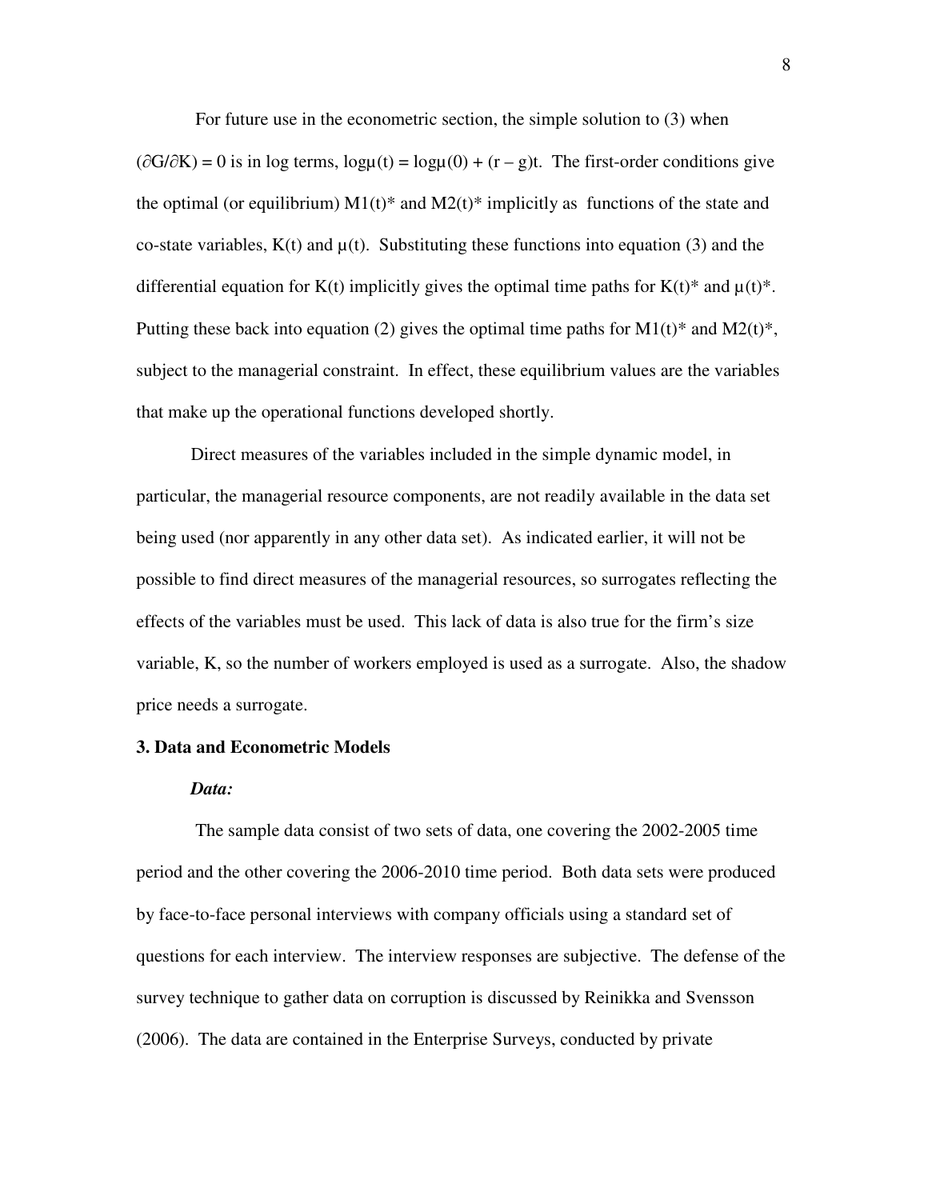For future use in the econometric section, the simple solution to (3) when $(\partial G/\partial K) = 0$ is in log terms, $\log\mu(t) = \log\mu(0) + (r - g)t$. The first-order conditions give the optimal (or equilibrium) $M1(t)^*$ and $M2(t)^*$ implicitly as functions of the state and co-state variables, $K(t)$ and $\mu(t)$. Substituting these functions into equation (3) and the differential equation for $K(t)$ implicitly gives the optimal time paths for $K(t)^*$ and $\mu(t)^*$. Putting these back into equation (2) gives the optimal time paths for $M1(t)^*$ and $M2(t)^*$, subject to the managerial constraint. In effect, these equilibrium values are the variables that make up the operational functions developed shortly.

Direct measures of the variables included in the simple dynamic model, in particular, the managerial resource components, are not readily available in the data set being used (nor apparently in any other data set). As indicated earlier, it will not be possible to find direct measures of the managerial resources, so surrogates reflecting the effects of the variables must be used. This lack of data is also true for the firm's size variable, K, so the number of workers employed is used as a surrogate. Also, the shadow price needs a surrogate.

## 3. Data and Econometric Models

***Data:***

The sample data consist of two sets of data, one covering the 2002-2005 time period and the other covering the 2006-2010 time period. Both data sets were produced by face-to-face personal interviews with company officials using a standard set of questions for each interview. The interview responses are subjective. The defense of the survey technique to gather data on corruption is discussed by Reinikka and Svensson (2006). The data are contained in the Enterprise Surveys, conducted by private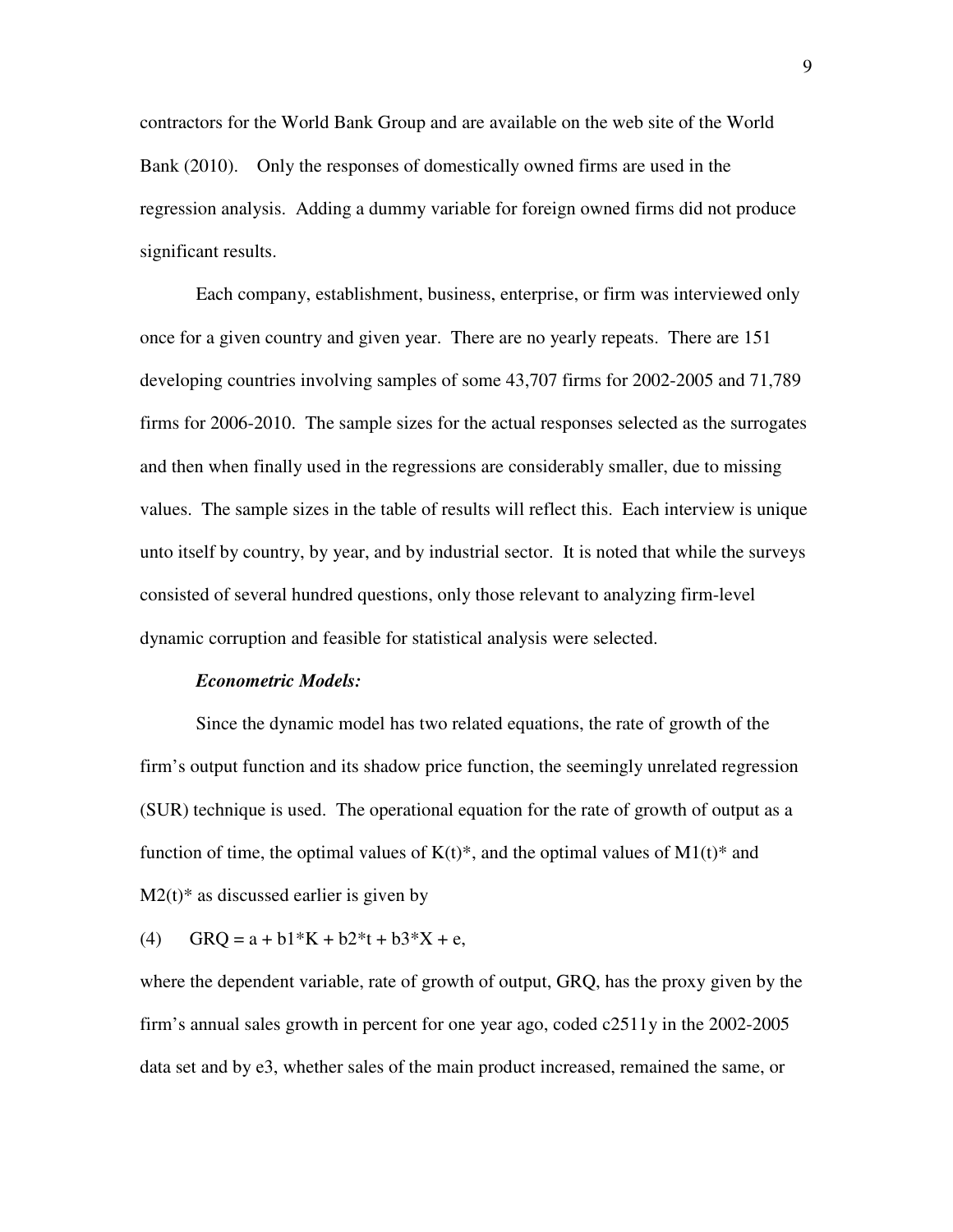contractors for the World Bank Group and are available on the web site of the World Bank (2010). Only the responses of domestically owned firms are used in the regression analysis. Adding a dummy variable for foreign owned firms did not produce significant results.

Each company, establishment, business, enterprise, or firm was interviewed only once for a given country and given year. There are no yearly repeats. There are 151 developing countries involving samples of some 43,707 firms for 2002-2005 and 71,789 firms for 2006-2010. The sample sizes for the actual responses selected as the surrogates and then when finally used in the regressions are considerably smaller, due to missing values. The sample sizes in the table of results will reflect this. Each interview is unique unto itself by country, by year, and by industrial sector. It is noted that while the surveys consisted of several hundred questions, only those relevant to analyzing firm-level dynamic corruption and feasible for statistical analysis were selected.

***Econometric Models:***

Since the dynamic model has two related equations, the rate of growth of the firm's output function and its shadow price function, the seemingly unrelated regression (SUR) technique is used. The operational equation for the rate of growth of output as a function of time, the optimal values of $K(t)^*$, and the optimal values of $M1(t)^*$ and $M2(t)^*$ as discussed earlier is given by

(4) $GRQ = a + b1*K + b2*t + b3*X + e$,

where the dependent variable, rate of growth of output, GRQ, has the proxy given by the firm's annual sales growth in percent for one year ago, coded c2511y in the 2002-2005 data set and by e3, whether sales of the main product increased, remained the same, or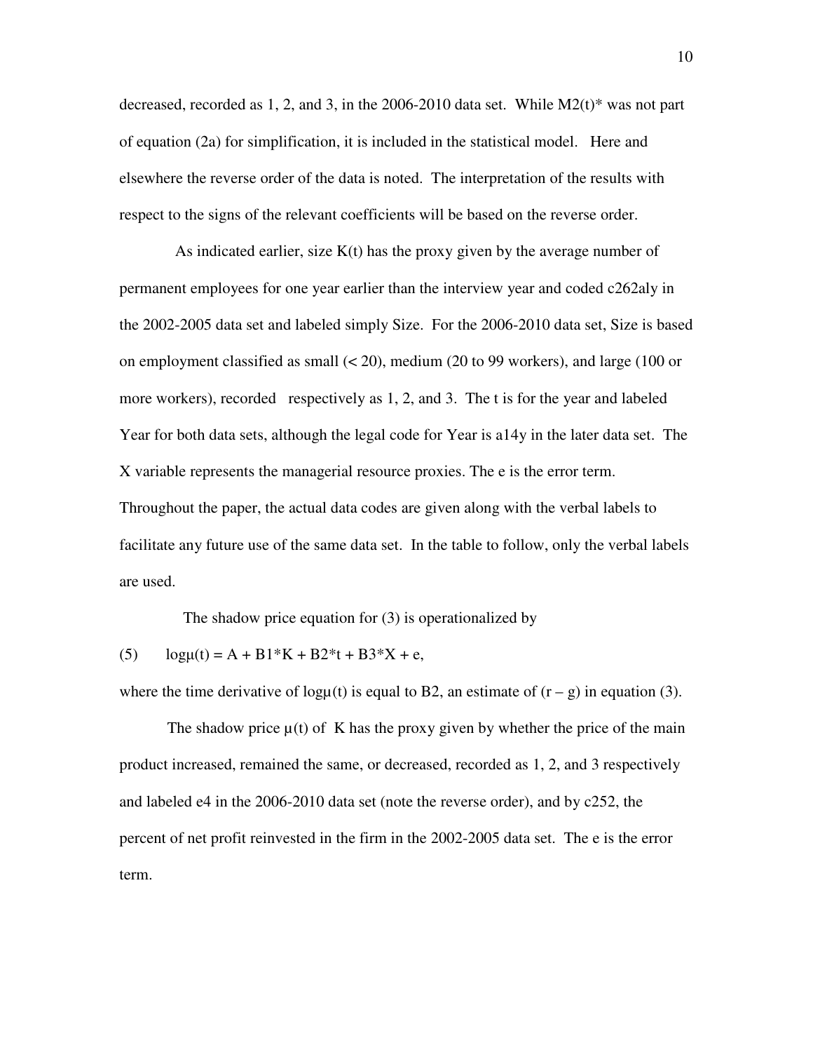decreased, recorded as 1, 2, and 3, in the 2006-2010 data set. While $M2(t)^*$ was not part of equation (2a) for simplification, it is included in the statistical model. Here and elsewhere the reverse order of the data is noted. The interpretation of the results with respect to the signs of the relevant coefficients will be based on the reverse order.

As indicated earlier, size $K(t)$ has the proxy given by the average number of permanent employees for one year earlier than the interview year and coded c262aly in the 2002-2005 data set and labeled simply Size. For the 2006-2010 data set, Size is based on employment classified as small (< 20), medium (20 to 99 workers), and large (100 or more workers), recorded respectively as 1, 2, and 3. The t is for the year and labeled Year for both data sets, although the legal code for Year is a14y in the later data set. The X variable represents the managerial resource proxies. The e is the error term. Throughout the paper, the actual data codes are given along with the verbal labels to facilitate any future use of the same data set. In the table to follow, only the verbal labels are used.

The shadow price equation for (3) is operationalized by

$$(5) \qquad \log\mu(t) = A + B1*K + B2*t + B3*X + e,$$

where the time derivative of $\log\mu(t)$ is equal to B2, an estimate of $(r - g)$ in equation (3).

The shadow price $\mu(t)$ of K has the proxy given by whether the price of the main product increased, remained the same, or decreased, recorded as 1, 2, and 3 respectively and labeled e4 in the 2006-2010 data set (note the reverse order), and by c252, the percent of net profit reinvested in the firm in the 2002-2005 data set. The e is the error term.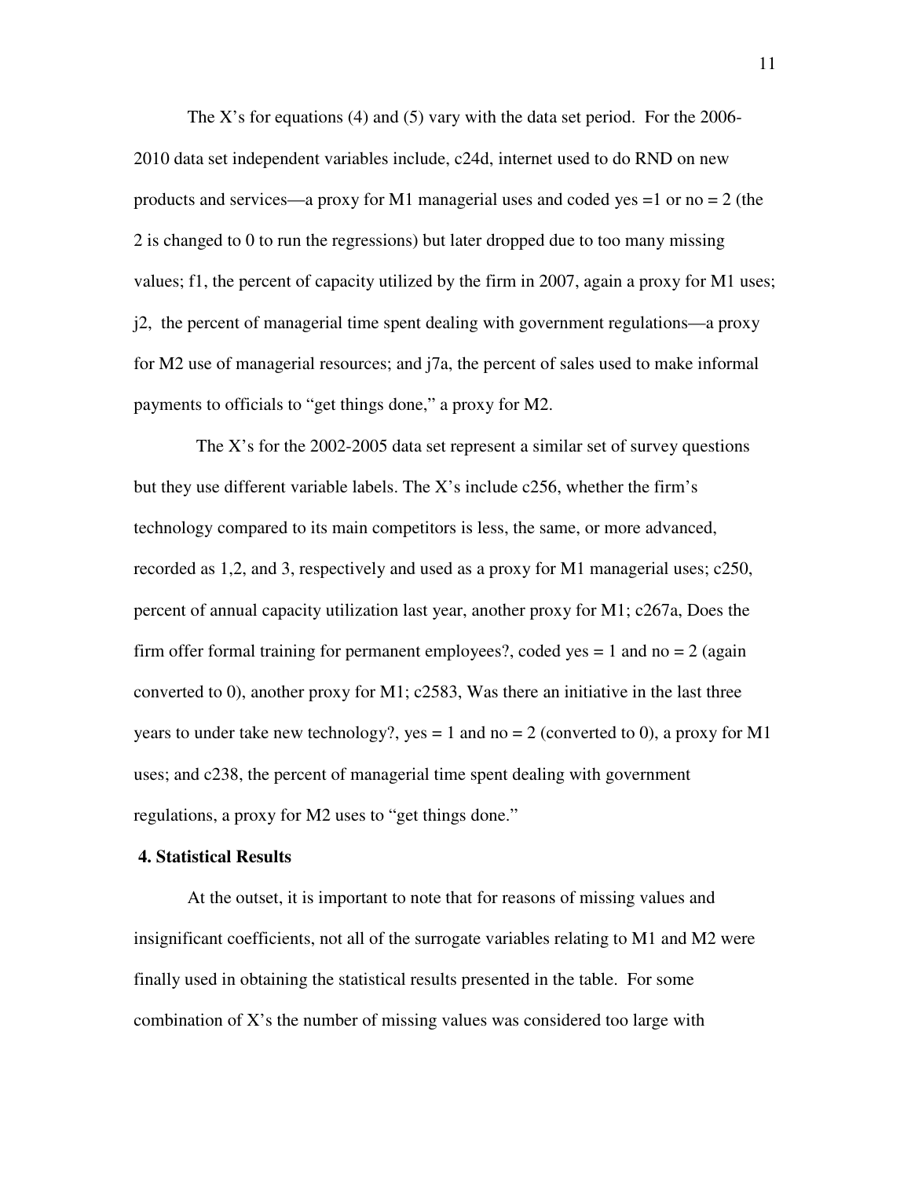The X's for equations (4) and (5) vary with the data set period. For the 2006-2010 data set independent variables include, c24d, internet used to do RND on new products and services—a proxy for M1 managerial uses and coded yes =1 or no = 2 (the 2 is changed to 0 to run the regressions) but later dropped due to too many missing values; f1, the percent of capacity utilized by the firm in 2007, again a proxy for M1 uses; j2, the percent of managerial time spent dealing with government regulations—a proxy for M2 use of managerial resources; and j7a, the percent of sales used to make informal payments to officials to "get things done," a proxy for M2.

The X's for the 2002-2005 data set represent a similar set of survey questions but they use different variable labels. The X's include c256, whether the firm's technology compared to its main competitors is less, the same, or more advanced, recorded as 1,2, and 3, respectively and used as a proxy for M1 managerial uses; c250, percent of annual capacity utilization last year, another proxy for M1; c267a, Does the firm offer formal training for permanent employees?, coded yes = 1 and no = 2 (again converted to 0), another proxy for M1; c2583, Was there an initiative in the last three years to under take new technology?, yes = 1 and no = 2 (converted to 0), a proxy for M1 uses; and c238, the percent of managerial time spent dealing with government regulations, a proxy for M2 uses to "get things done."

## 4. Statistical Results

At the outset, it is important to note that for reasons of missing values and insignificant coefficients, not all of the surrogate variables relating to M1 and M2 were finally used in obtaining the statistical results presented in the table. For some combination of X's the number of missing values was considered too large with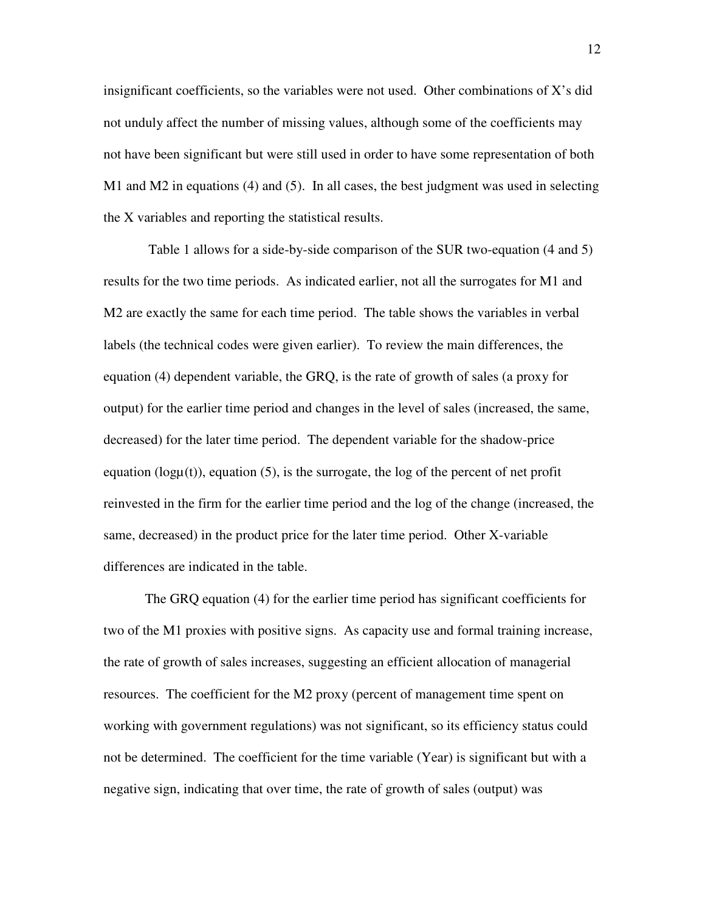insignificant coefficients, so the variables were not used. Other combinations of X's did not unduly affect the number of missing values, although some of the coefficients may not have been significant but were still used in order to have some representation of both M1 and M2 in equations (4) and (5). In all cases, the best judgment was used in selecting the X variables and reporting the statistical results.

Table 1 allows for a side-by-side comparison of the SUR two-equation (4 and 5) results for the two time periods. As indicated earlier, not all the surrogates for M1 and M2 are exactly the same for each time period. The table shows the variables in verbal labels (the technical codes were given earlier). To review the main differences, the equation (4) dependent variable, the GRQ, is the rate of growth of sales (a proxy for output) for the earlier time period and changes in the level of sales (increased, the same, decreased) for the later time period. The dependent variable for the shadow-price equation ($\log\mu(t)$), equation (5), is the surrogate, the log of the percent of net profit reinvested in the firm for the earlier time period and the log of the change (increased, the same, decreased) in the product price for the later time period. Other X-variable differences are indicated in the table.

The GRQ equation (4) for the earlier time period has significant coefficients for two of the M1 proxies with positive signs. As capacity use and formal training increase, the rate of growth of sales increases, suggesting an efficient allocation of managerial resources. The coefficient for the M2 proxy (percent of management time spent on working with government regulations) was not significant, so its efficiency status could not be determined. The coefficient for the time variable (Year) is significant but with a negative sign, indicating that over time, the rate of growth of sales (output) was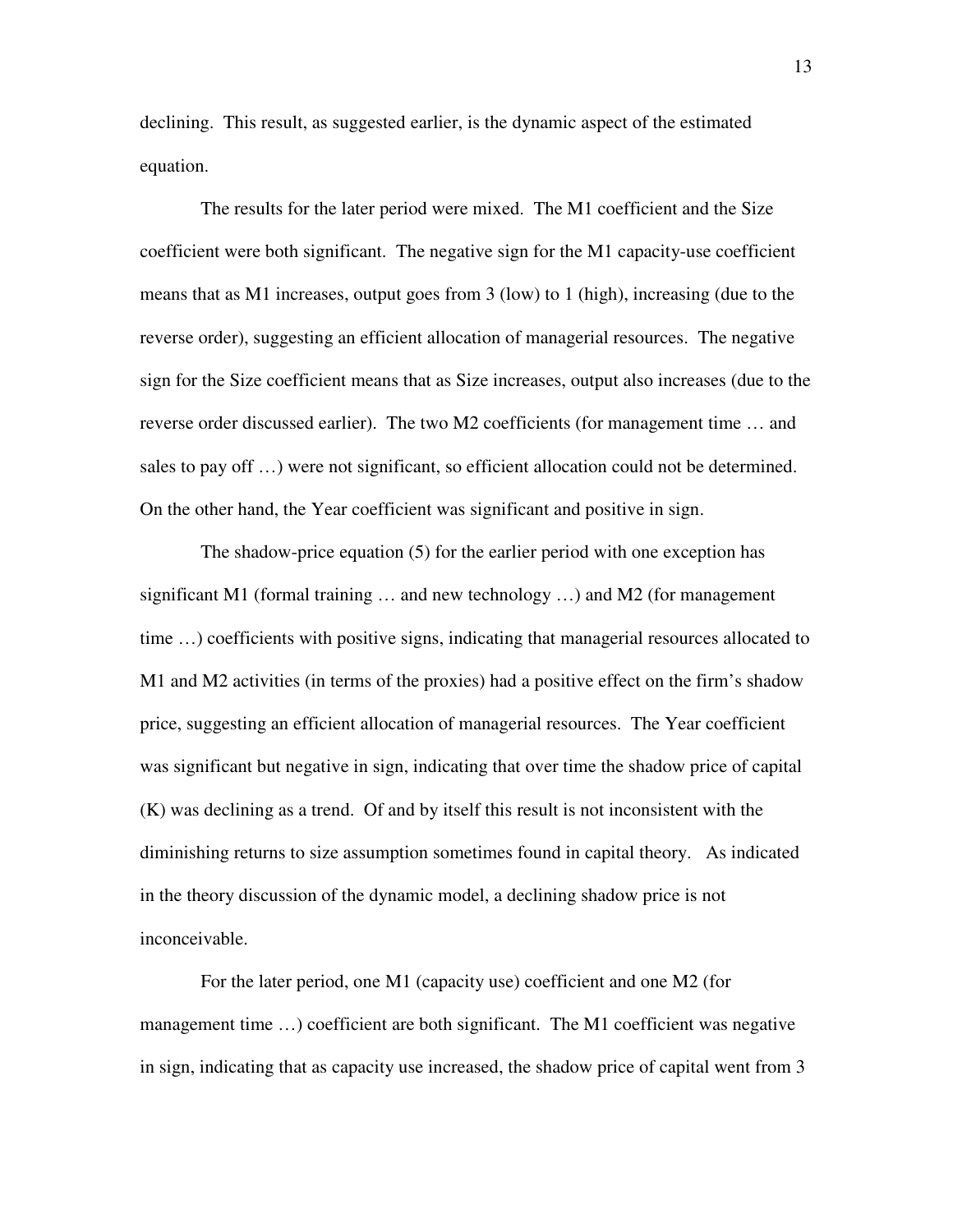declining. This result, as suggested earlier, is the dynamic aspect of the estimated equation.

The results for the later period were mixed. The M1 coefficient and the Size coefficient were both significant. The negative sign for the M1 capacity-use coefficient means that as M1 increases, output goes from 3 (low) to 1 (high), increasing (due to the reverse order), suggesting an efficient allocation of managerial resources. The negative sign for the Size coefficient means that as Size increases, output also increases (due to the reverse order discussed earlier). The two M2 coefficients (for management time … and sales to pay off …) were not significant, so efficient allocation could not be determined. On the other hand, the Year coefficient was significant and positive in sign.

The shadow-price equation (5) for the earlier period with one exception has significant M1 (formal training … and new technology …) and M2 (for management time …) coefficients with positive signs, indicating that managerial resources allocated to M1 and M2 activities (in terms of the proxies) had a positive effect on the firm's shadow price, suggesting an efficient allocation of managerial resources. The Year coefficient was significant but negative in sign, indicating that over time the shadow price of capital (K) was declining as a trend. Of and by itself this result is not inconsistent with the diminishing returns to size assumption sometimes found in capital theory. As indicated in the theory discussion of the dynamic model, a declining shadow price is not inconceivable.

For the later period, one M1 (capacity use) coefficient and one M2 (for management time …) coefficient are both significant. The M1 coefficient was negative in sign, indicating that as capacity use increased, the shadow price of capital went from 3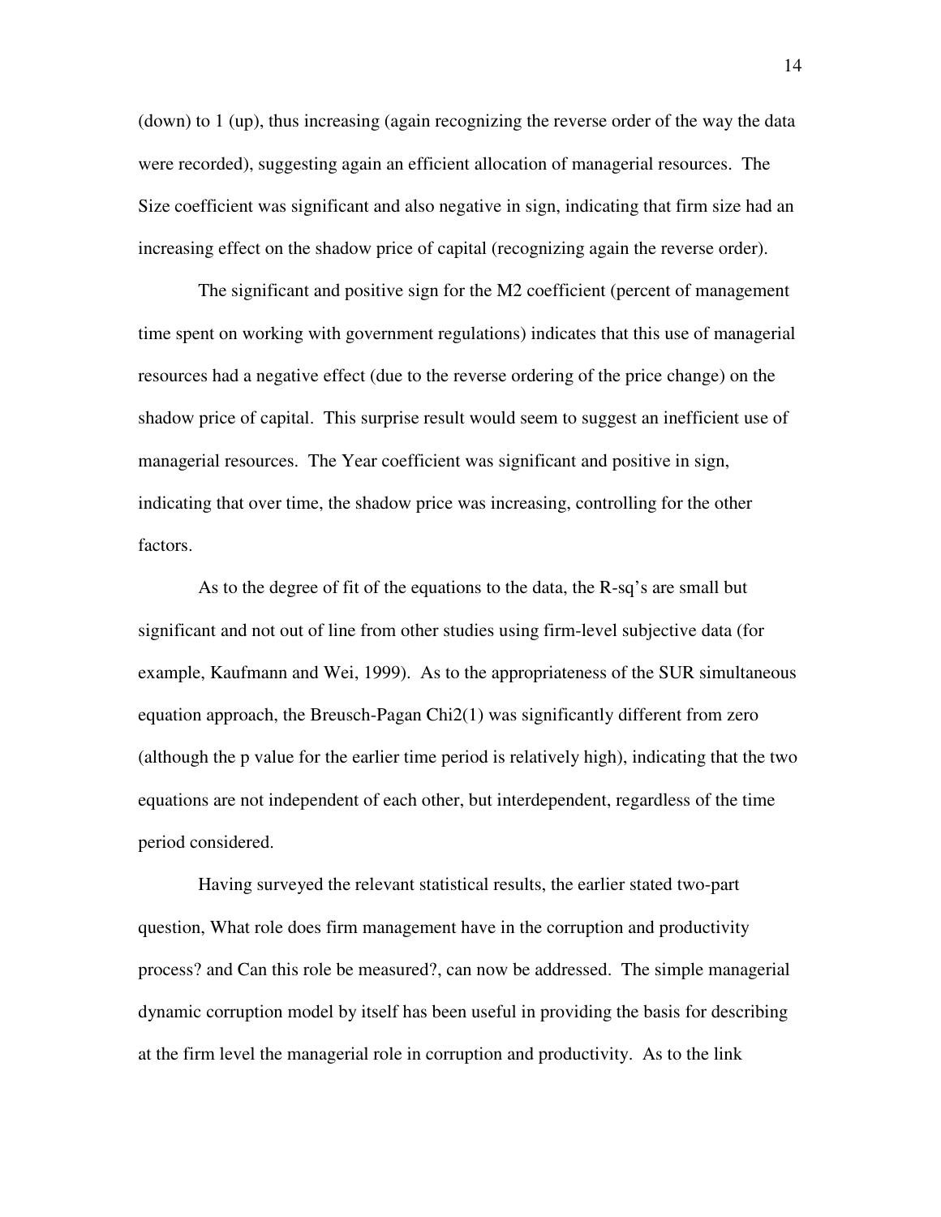(down) to 1 (up), thus increasing (again recognizing the reverse order of the way the data were recorded), suggesting again an efficient allocation of managerial resources. The Size coefficient was significant and also negative in sign, indicating that firm size had an increasing effect on the shadow price of capital (recognizing again the reverse order).

The significant and positive sign for the M2 coefficient (percent of management time spent on working with government regulations) indicates that this use of managerial resources had a negative effect (due to the reverse ordering of the price change) on the shadow price of capital. This surprise result would seem to suggest an inefficient use of managerial resources. The Year coefficient was significant and positive in sign, indicating that over time, the shadow price was increasing, controlling for the other factors.

As to the degree of fit of the equations to the data, the R-sq's are small but significant and not out of line from other studies using firm-level subjective data (for example, Kaufmann and Wei, 1999). As to the appropriateness of the SUR simultaneous equation approach, the Breusch-Pagan Chi2(1) was significantly different from zero (although the p value for the earlier time period is relatively high), indicating that the two equations are not independent of each other, but interdependent, regardless of the time period considered.

Having surveyed the relevant statistical results, the earlier stated two-part question, What role does firm management have in the corruption and productivity process? and Can this role be measured?, can now be addressed. The simple managerial dynamic corruption model by itself has been useful in providing the basis for describing at the firm level the managerial role in corruption and productivity. As to the link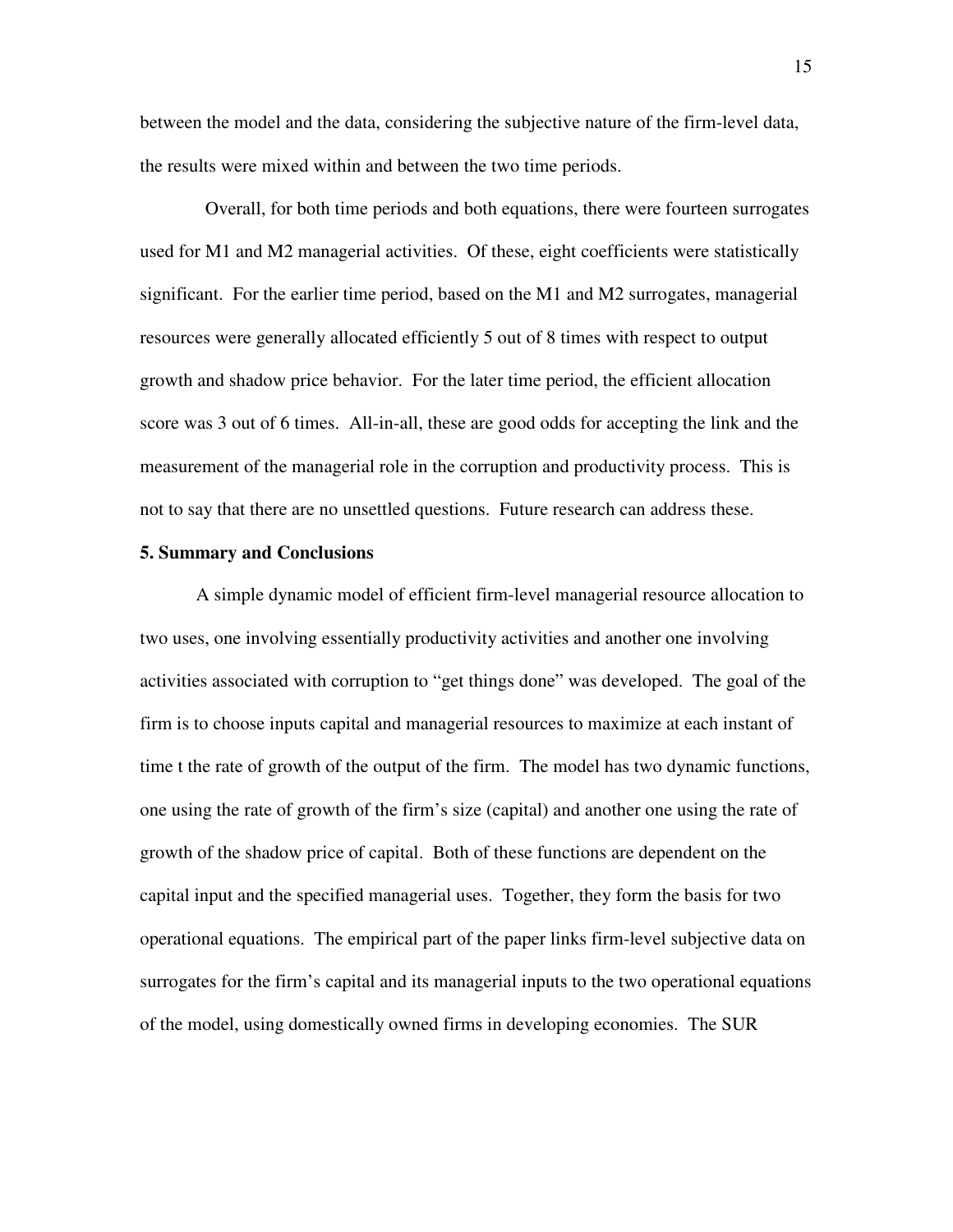between the model and the data, considering the subjective nature of the firm-level data, the results were mixed within and between the two time periods.

Overall, for both time periods and both equations, there were fourteen surrogates used for M1 and M2 managerial activities. Of these, eight coefficients were statistically significant. For the earlier time period, based on the M1 and M2 surrogates, managerial resources were generally allocated efficiently 5 out of 8 times with respect to output growth and shadow price behavior. For the later time period, the efficient allocation score was 3 out of 6 times. All-in-all, these are good odds for accepting the link and the measurement of the managerial role in the corruption and productivity process. This is not to say that there are no unsettled questions. Future research can address these.

## 5. Summary and Conclusions

A simple dynamic model of efficient firm-level managerial resource allocation to two uses, one involving essentially productivity activities and another one involving activities associated with corruption to "get things done" was developed. The goal of the firm is to choose inputs capital and managerial resources to maximize at each instant of time t the rate of growth of the output of the firm. The model has two dynamic functions, one using the rate of growth of the firm's size (capital) and another one using the rate of growth of the shadow price of capital. Both of these functions are dependent on the capital input and the specified managerial uses. Together, they form the basis for two operational equations. The empirical part of the paper links firm-level subjective data on surrogates for the firm's capital and its managerial inputs to the two operational equations of the model, using domestically owned firms in developing economies. The SUR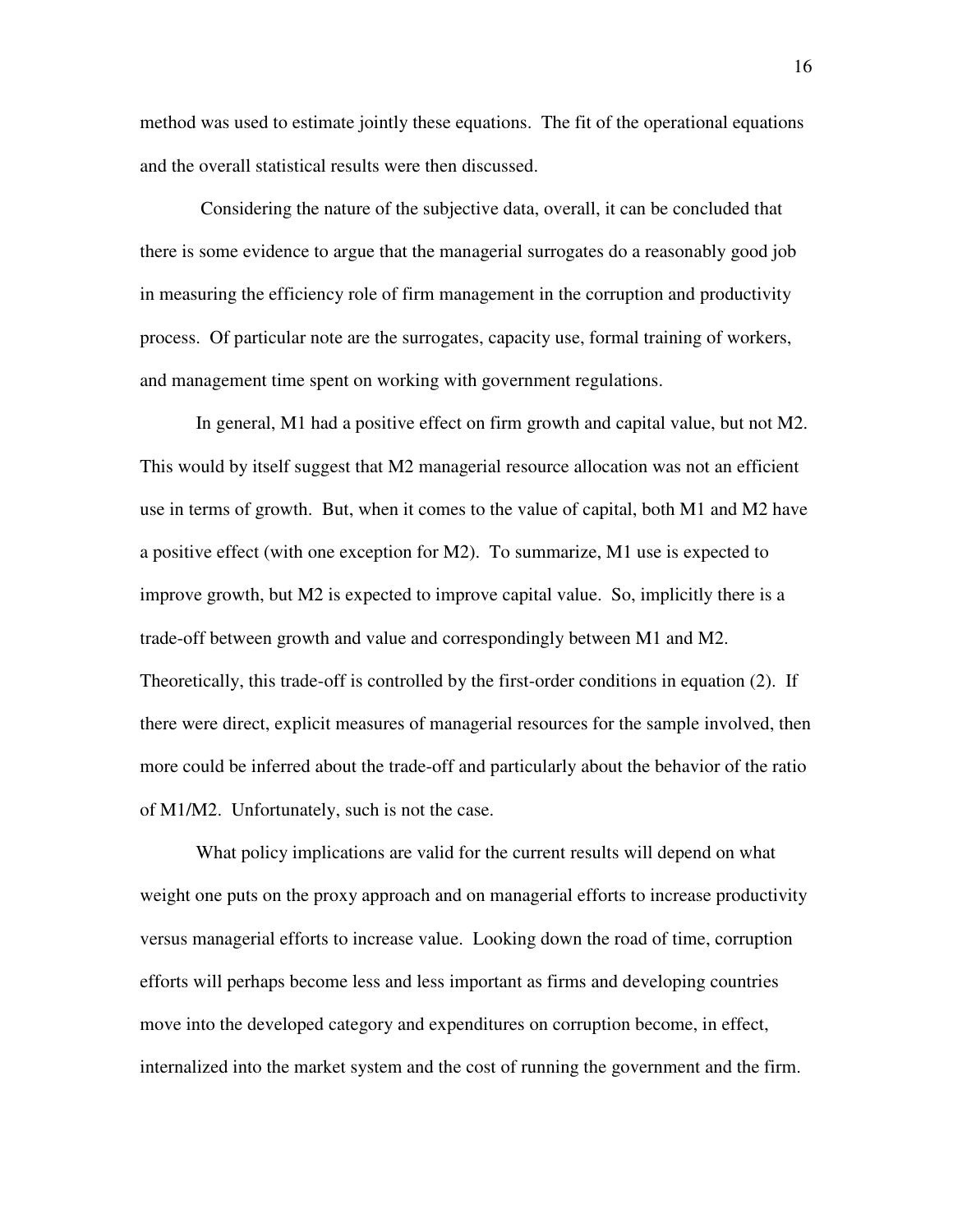method was used to estimate jointly these equations. The fit of the operational equations and the overall statistical results were then discussed.

Considering the nature of the subjective data, overall, it can be concluded that there is some evidence to argue that the managerial surrogates do a reasonably good job in measuring the efficiency role of firm management in the corruption and productivity process. Of particular note are the surrogates, capacity use, formal training of workers, and management time spent on working with government regulations.

In general, M1 had a positive effect on firm growth and capital value, but not M2. This would by itself suggest that M2 managerial resource allocation was not an efficient use in terms of growth. But, when it comes to the value of capital, both M1 and M2 have a positive effect (with one exception for M2). To summarize, M1 use is expected to improve growth, but M2 is expected to improve capital value. So, implicitly there is a trade-off between growth and value and correspondingly between M1 and M2. Theoretically, this trade-off is controlled by the first-order conditions in equation (2). If there were direct, explicit measures of managerial resources for the sample involved, then more could be inferred about the trade-off and particularly about the behavior of the ratio of M1/M2. Unfortunately, such is not the case.

What policy implications are valid for the current results will depend on what weight one puts on the proxy approach and on managerial efforts to increase productivity versus managerial efforts to increase value. Looking down the road of time, corruption efforts will perhaps become less and less important as firms and developing countries move into the developed category and expenditures on corruption become, in effect, internalized into the market system and the cost of running the government and the firm.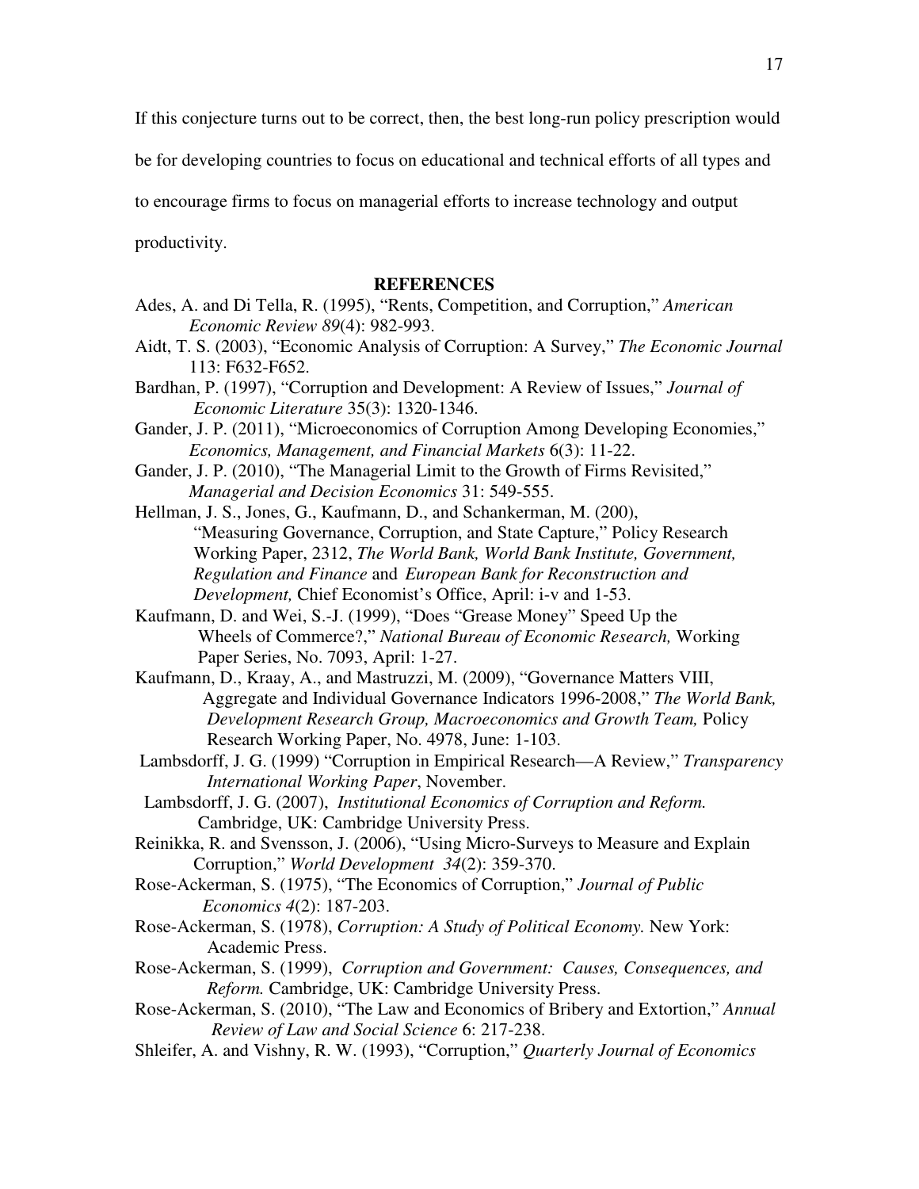If this conjecture turns out to be correct, then, the best long-run policy prescription would be for developing countries to focus on educational and technical efforts of all types and to encourage firms to focus on managerial efforts to increase technology and output productivity.

## REFERENCES

Ades, A. and Di Tella, R. (1995), "Rents, Competition, and Corruption," *American Economic Review 89*(4): 982-993.

Aidt, T. S. (2003), "Economic Analysis of Corruption: A Survey," *The Economic Journal* 113: F632-F652.

Bardhan, P. (1997), "Corruption and Development: A Review of Issues," *Journal of Economic Literature* 35(3): 1320-1346.

Gander, J. P. (2011), "Microeconomics of Corruption Among Developing Economies," *Economics, Management, and Financial Markets* 6(3): 11-22.

Gander, J. P. (2010), "The Managerial Limit to the Growth of Firms Revisited," *Managerial and Decision Economics* 31: 549-555.

Hellman, J. S., Jones, G., Kaufmann, D., and Schankerman, M. (200), "Measuring Governance, Corruption, and State Capture," Policy Research Working Paper, 2312, *The World Bank, World Bank Institute, Government, Regulation and Finance* and *European Bank for Reconstruction and Development,* Chief Economist's Office, April: i-v and 1-53.

Kaufmann, D. and Wei, S.-J. (1999), "Does "Grease Money" Speed Up the Wheels of Commerce?," *National Bureau of Economic Research,* Working Paper Series, No. 7093, April: 1-27.

Kaufmann, D., Kraay, A., and Mastruzzi, M. (2009), "Governance Matters VIII, Aggregate and Individual Governance Indicators 1996-2008," *The World Bank, Development Research Group, Macroeconomics and Growth Team,* Policy Research Working Paper, No. 4978, June: 1-103.

Lambsdorff, J. G. (1999) "Corruption in Empirical Research—A Review," *Transparency International Working Paper*, November.

Lambsdorff, J. G. (2007), *Institutional Economics of Corruption and Reform.* Cambridge, UK: Cambridge University Press.

Reinikka, R. and Svensson, J. (2006), "Using Micro-Surveys to Measure and Explain Corruption," *World Development 34*(2): 359-370.

Rose-Ackerman, S. (1975), "The Economics of Corruption," *Journal of Public Economics 4*(2): 187-203.

Rose-Ackerman, S. (1978), *Corruption: A Study of Political Economy.* New York: Academic Press.

Rose-Ackerman, S. (1999), *Corruption and Government: Causes, Consequences, and Reform.* Cambridge, UK: Cambridge University Press.

Rose-Ackerman, S. (2010), "The Law and Economics of Bribery and Extortion," *Annual Review of Law and Social Science* 6: 217-238.

Shleifer, A. and Vishny, R. W. (1993), "Corruption," *Quarterly Journal of Economics*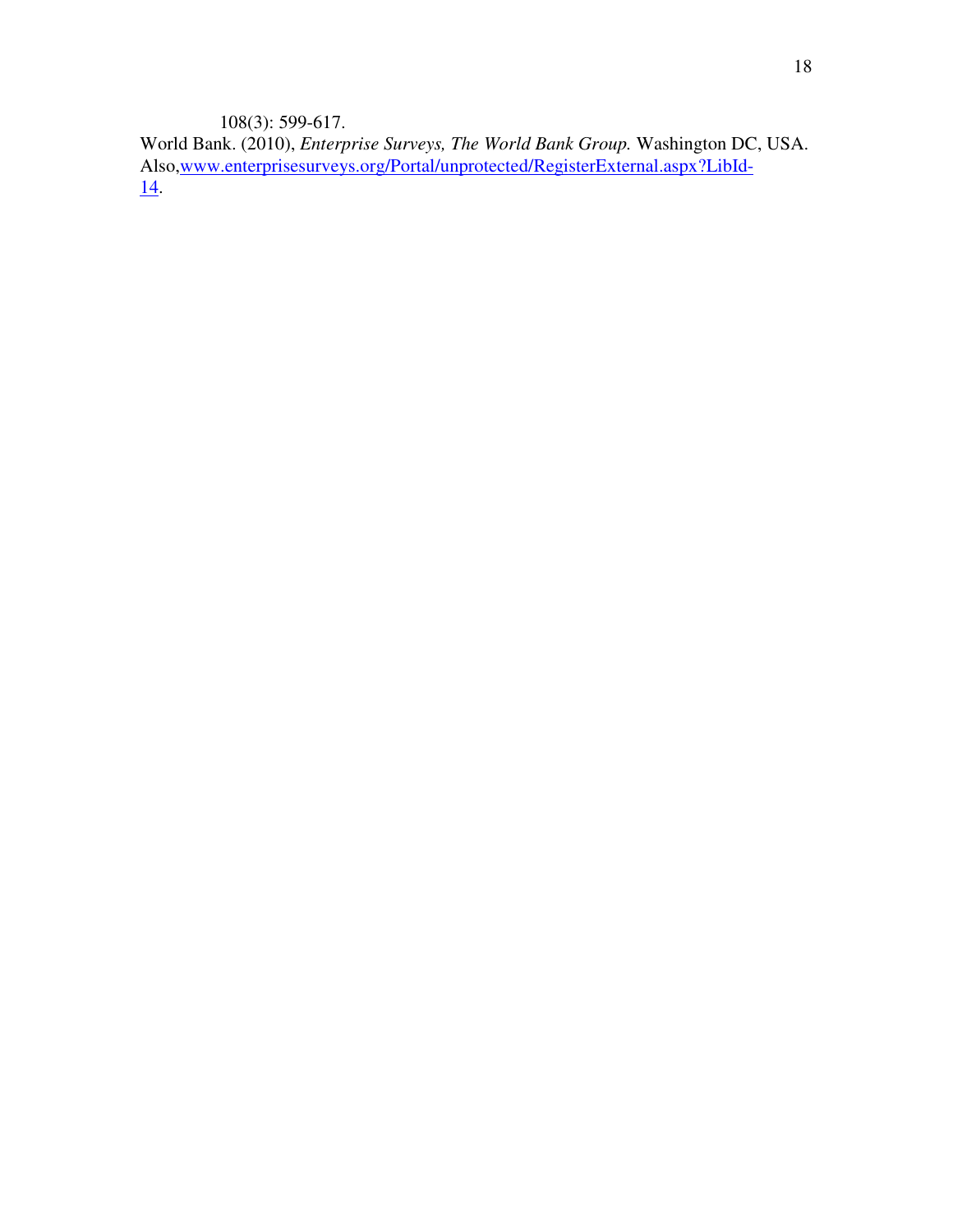108(3): 599-617.

World Bank. (2010), *Enterprise Surveys, The World Bank Group.* Washington DC, USA. Also,www.enterprisesurveys.org/Portal/unprotected/RegisterExternal.aspx?LibId-14.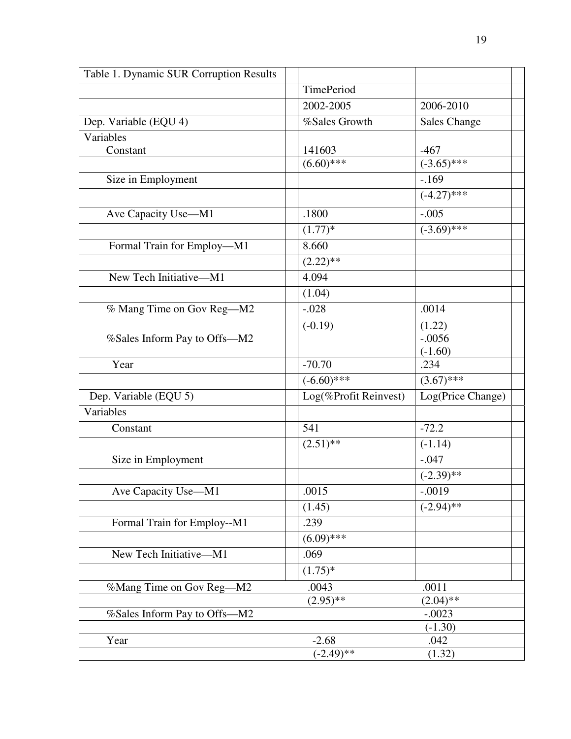| Table 1. Dynamic SUR Corruption Results | | |
|---|---|---|
| | TimePeriod | |
| | 2002-2005 | 2006-2010 |
| Dep. Variable (EQU 4) | %Sales Growth | Sales Change |
| Variables | | |
| Constant | 141603 | -467 |
| | (6.60)*** | (-3.65)*** |
| Size in Employment | | -.169 |
| | | (-4.27)*** |
| Ave Capacity Use—M1 | .1800 | -.005 |
| | (1.77)* | (-3.69)*** |
| Formal Train for Employ—M1 | 8.660 | |
| | (2.22)** | |
| New Tech Initiative—M1 | 4.094 | |
| | (1.04) | |
| % Mang Time on Gov Reg—M2 | -.028 | .0014 |
| | (-0.19) | (1.22) |
| %Sales Inform Pay to Offs—M2 | | -.0056 |
| | | (-1.60) |
| Year | -70.70 | .234 |
| | (-6.60)*** | (3.67)*** |
| Dep. Variable (EQU 5) | Log(%Profit Reinvest) | Log(Price Change) |
| Variables | | |
| Constant | 541 | -72.2 |
| | (2.51)** | (-1.14) |
| Size in Employment | | -.047 |
| | | (-2.39)** |
| Ave Capacity Use—M1 | .0015 | -.0019 |
| | (1.45) | (-2.94)** |
| Formal Train for Employ--M1 | .239 | |
| | (6.09)*** | |
| New Tech Initiative—M1 | .069 | |
| | (1.75)* | |
| %Mang Time on Gov Reg—M2 | .0043 | .0011 |
| | (2.95)** | (2.04)** |
| %Sales Inform Pay to Offs—M2 | | -.0023 |
| | | (-1.30) |
| Year | -2.68 | .042 |
| | (-2.49)** | (1.32) |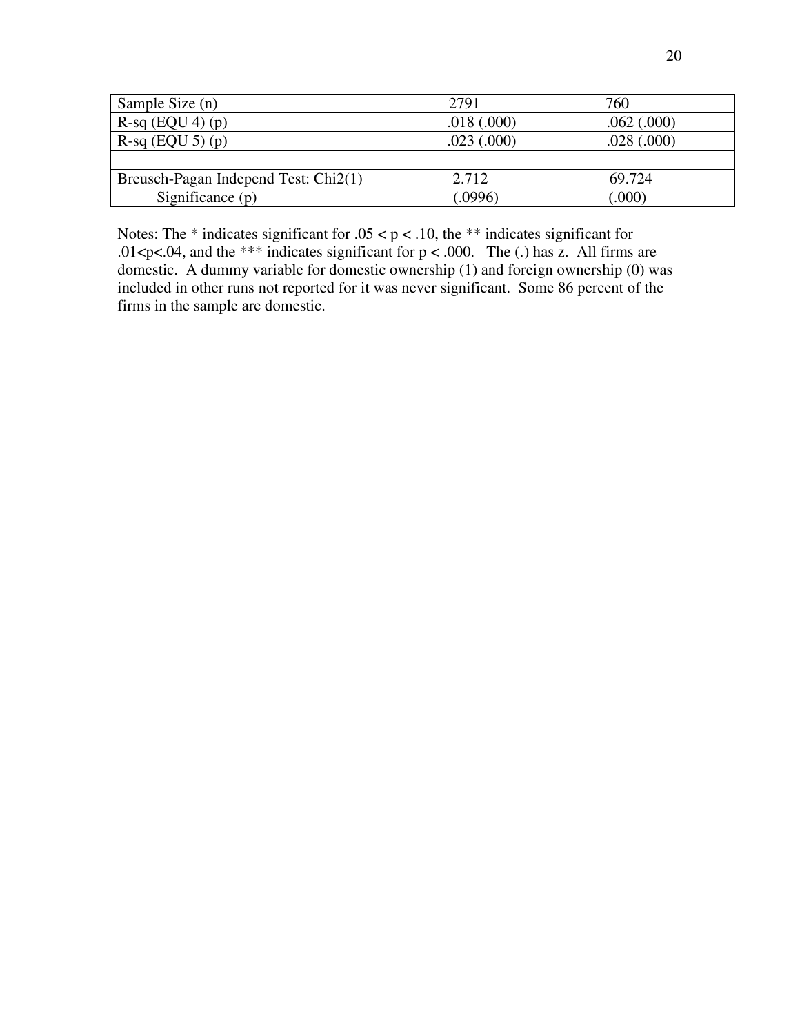| | | |
|---|---|---|
| Sample Size (n) | 2791 | 760 |
| R-sq (EQU 4) (p) | .018 (.000) | .062 (.000) |
| R-sq (EQU 5) (p) | .023 (.000) | .028 (.000) |
| | | |
| Breusch-Pagan Independ Test: Chi2(1) | 2.712 | 69.724 |
| Significance (p) | (.0996) | (.000) |

Notes: The * indicates significant for $.05 < p < .10$, the ** indicates significant for $.01<p<.04$, and the *** indicates significant for $p < .000$. The (.) has z. All firms are domestic. A dummy variable for domestic ownership (1) and foreign ownership (0) was included in other runs not reported for it was never significant. Some 86 percent of the firms in the sample are domestic.